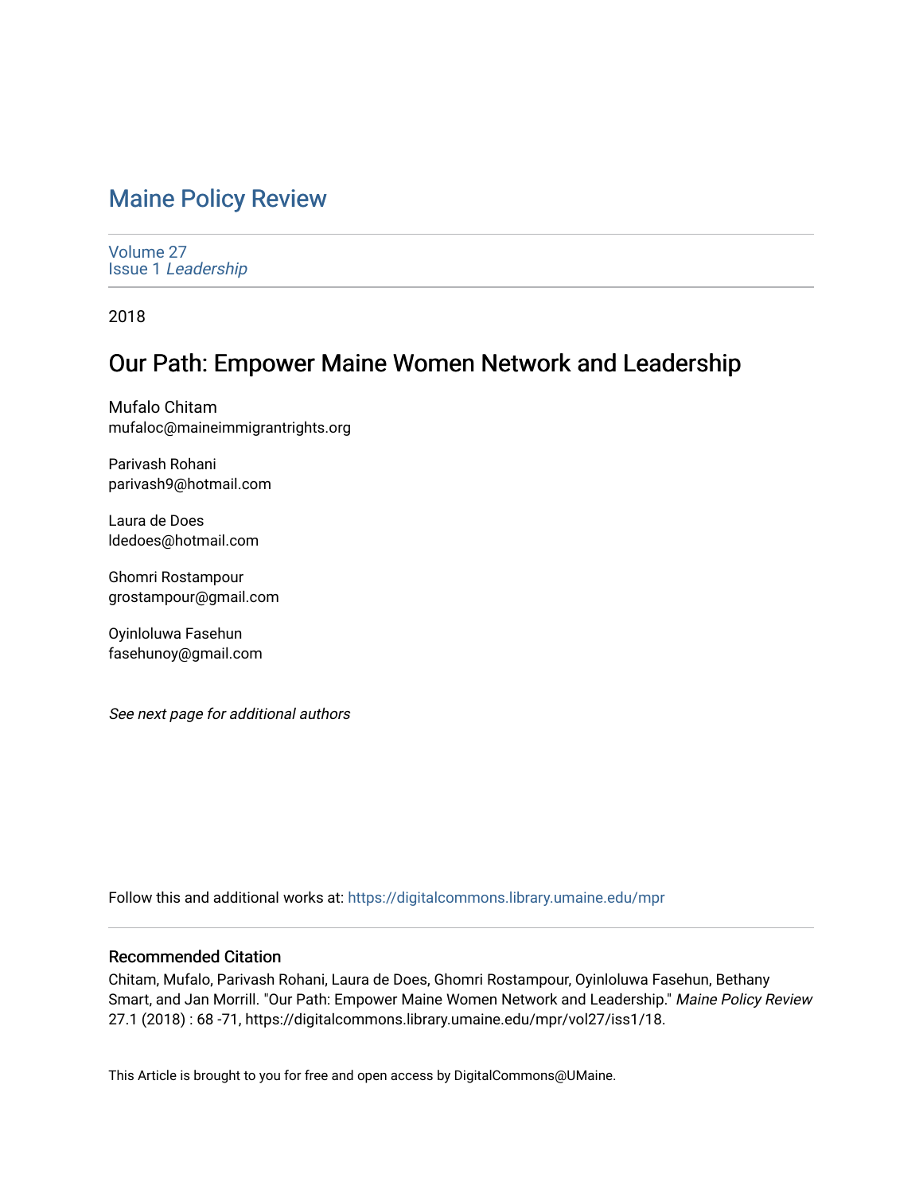# Maine Policy Review

Volume 27
Issue 1 *Leadership*

2018

## Our Path: Empower Maine Women Network and Leadership

Mufalo Chitam
mufaloc@maineimmigrantrights.org

Parivash Rohani
parivash9@hotmail.com

Laura de Does
ldedoes@hotmail.com

Ghomri Rostampour
grostampour@gmail.com

Oyinloluwa Fasehun
fasehunoy@gmail.com

*See next page for additional authors*

Follow this and additional works at: https://digitalcommons.library.umaine.edu/mpr

### Recommended Citation

Chitam, Mufalo, Parivash Rohani, Laura de Does, Ghomri Rostampour, Oyinloluwa Fasehun, Bethany Smart, and Jan Morrill. "Our Path: Empower Maine Women Network and Leadership." *Maine Policy Review* 27.1 (2018) : 68 -71, https://digitalcommons.library.umaine.edu/mpr/vol27/iss1/18.

This Article is brought to you for free and open access by DigitalCommons@UMaine.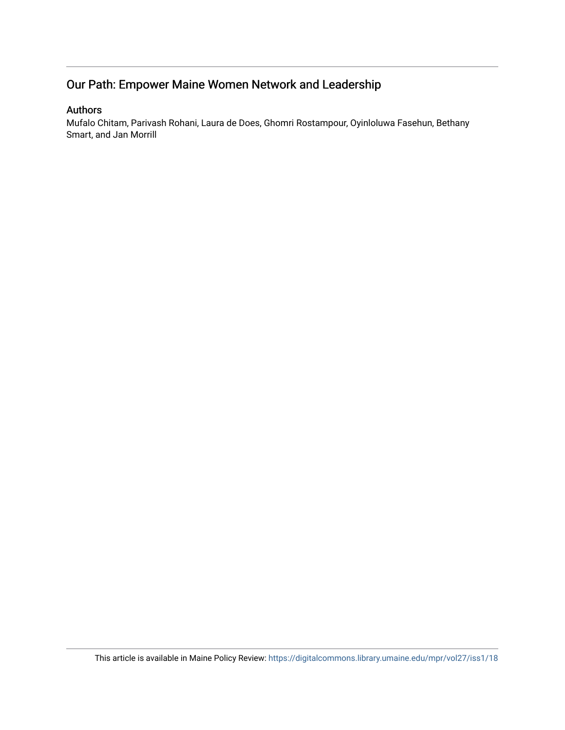## Our Path: Empower Maine Women Network and Leadership

### Authors

Mufalo Chitam, Parivash Rohani, Laura de Does, Ghomri Rostampour, Oyinloluwa Fasehun, Bethany Smart, and Jan Morrill

This article is available in Maine Policy Review: https://digitalcommons.library.umaine.edu/mpr/vol27/iss1/18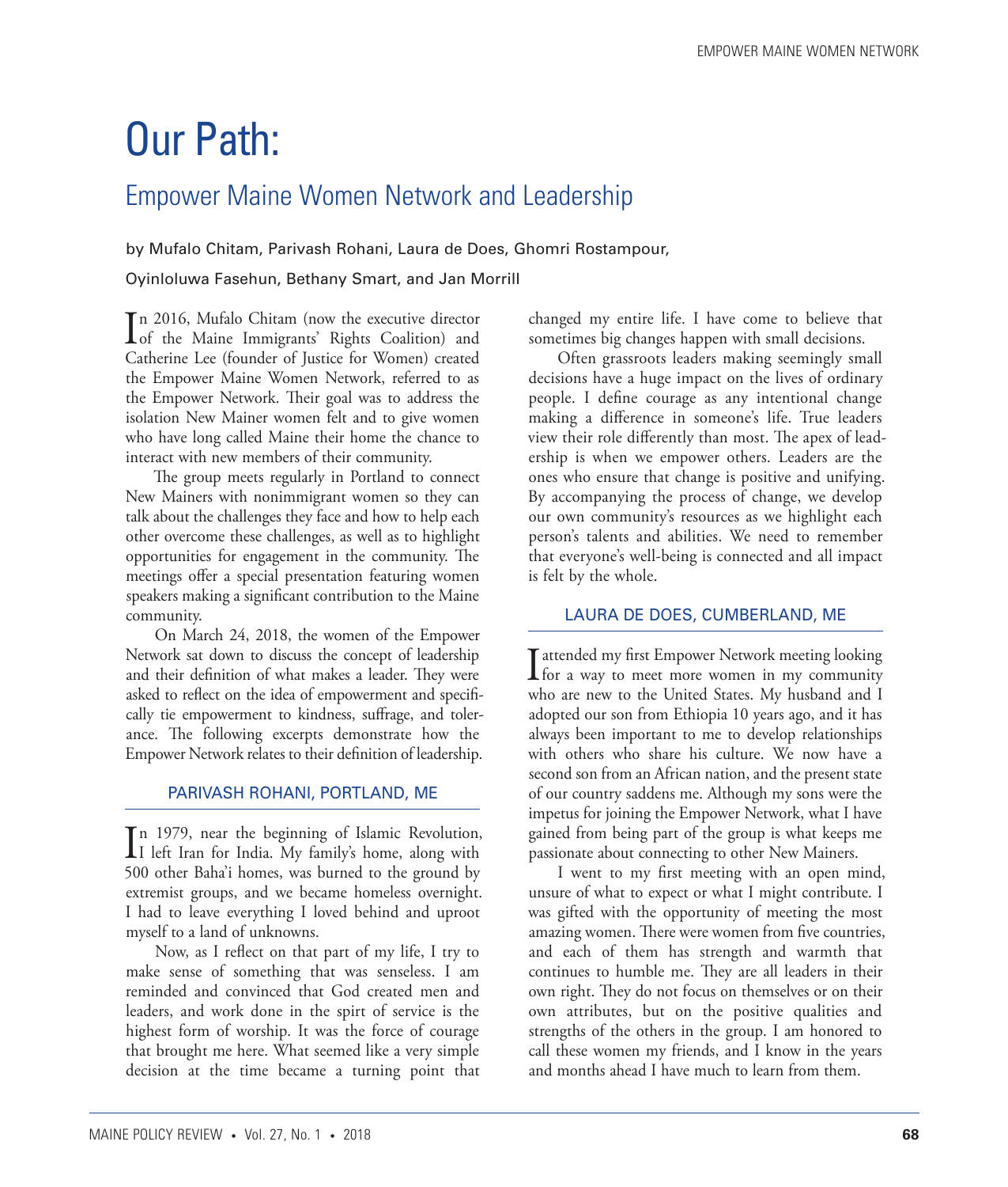# Our Path:

## Empower Maine Women Network and Leadership

by Mufalo Chitam, Parivash Rohani, Laura de Does, Ghomri Rostampour, Oyinloluwa Fasehun, Bethany Smart, and Jan Morrill

In 2016, Mufalo Chitam (now the executive director of the Maine Immigrants' Rights Coalition) and Catherine Lee (founder of Justice for Women) created the Empower Maine Women Network, referred to as the Empower Network. Their goal was to address the isolation New Mainer women felt and to give women who have long called Maine their home the chance to interact with new members of their community.

The group meets regularly in Portland to connect New Mainers with nonimmigrant women so they can talk about the challenges they face and how to help each other overcome these challenges, as well as to highlight opportunities for engagement in the community. The meetings offer a special presentation featuring women speakers making a significant contribution to the Maine community.

On March 24, 2018, the women of the Empower Network sat down to discuss the concept of leadership and their definition of what makes a leader. They were asked to reflect on the idea of empowerment and specifically tie empowerment to kindness, suffrage, and tolerance. The following excerpts demonstrate how the Empower Network relates to their definition of leadership.

### PARIVASH ROHANI, PORTLAND, ME

In 1979, near the beginning of Islamic Revolution, I left Iran for India. My family's home, along with 500 other Baha'i homes, was burned to the ground by extremist groups, and we became homeless overnight. I had to leave everything I loved behind and uproot myself to a land of unknowns.

Now, as I reflect on that part of my life, I try to make sense of something that was senseless. I am reminded and convinced that God created men and leaders, and work done in the spirt of service is the highest form of worship. It was the force of courage that brought me here. What seemed like a very simple decision at the time became a turning point that changed my entire life. I have come to believe that sometimes big changes happen with small decisions.

Often grassroots leaders making seemingly small decisions have a huge impact on the lives of ordinary people. I define courage as any intentional change making a difference in someone's life. True leaders view their role differently than most. The apex of leadership is when we empower others. Leaders are the ones who ensure that change is positive and unifying. By accompanying the process of change, we develop our own community's resources as we highlight each person's talents and abilities. We need to remember that everyone's well-being is connected and all impact is felt by the whole.

### LAURA DE DOES, CUMBERLAND, ME

I attended my first Empower Network meeting looking for a way to meet more women in my community who are new to the United States. My husband and I adopted our son from Ethiopia 10 years ago, and it has always been important to me to develop relationships with others who share his culture. We now have a second son from an African nation, and the present state of our country saddens me. Although my sons were the impetus for joining the Empower Network, what I have gained from being part of the group is what keeps me passionate about connecting to other New Mainers.

I went to my first meeting with an open mind, unsure of what to expect or what I might contribute. I was gifted with the opportunity of meeting the most amazing women. There were women from five countries, and each of them has strength and warmth that continues to humble me. They are all leaders in their own right. They do not focus on themselves or on their own attributes, but on the positive qualities and strengths of the others in the group. I am honored to call these women my friends, and I know in the years and months ahead I have much to learn from them.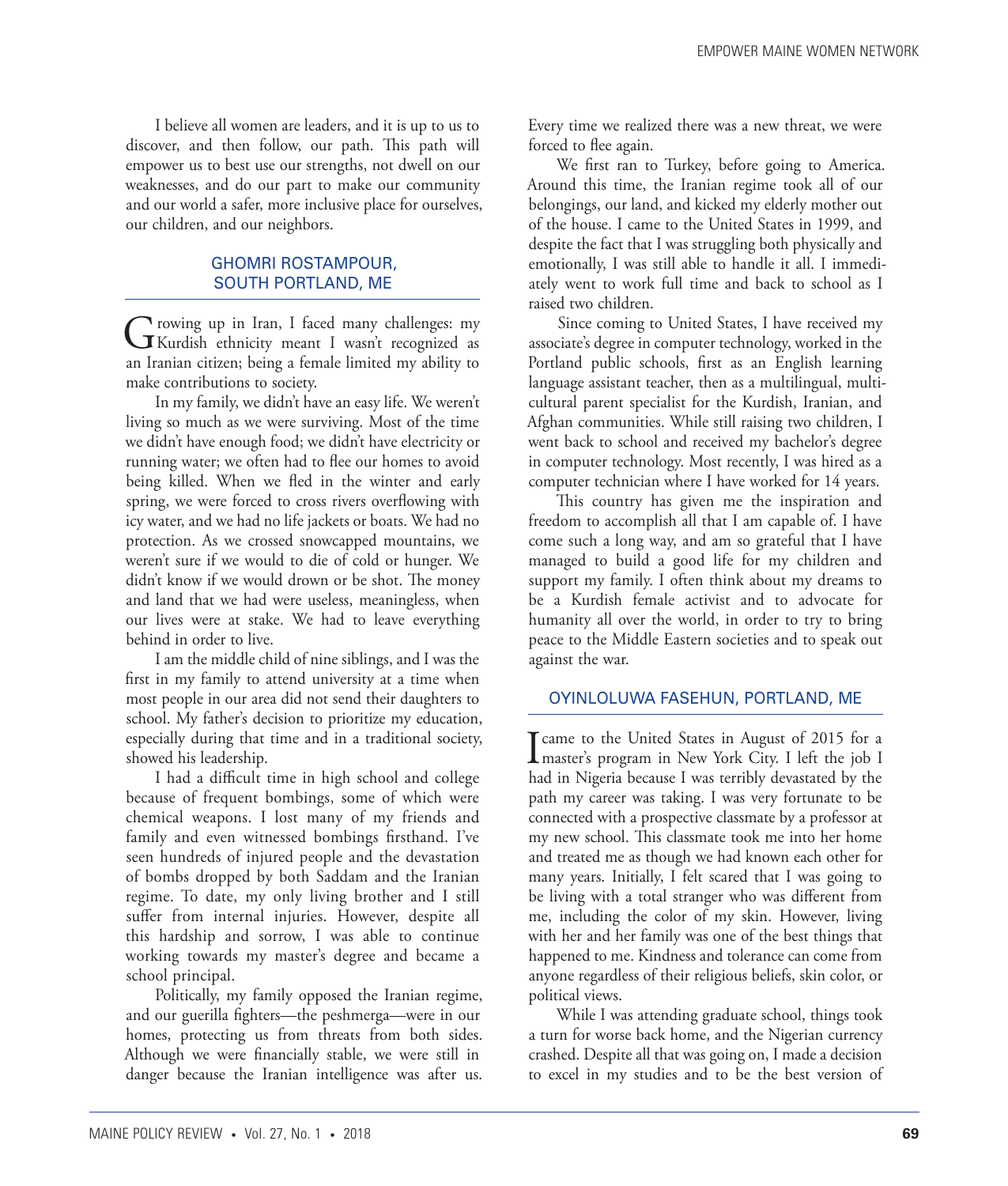I believe all women are leaders, and it is up to us to discover, and then follow, our path. This path will empower us to best use our strengths, not dwell on our weaknesses, and do our part to make our community and our world a safer, more inclusive place for ourselves, our children, and our neighbors.

### GHOMRI ROSTAMPOUR, SOUTH PORTLAND, ME

Growing up in Iran, I faced many challenges: my Kurdish ethnicity meant I wasn't recognized as an Iranian citizen; being a female limited my ability to make contributions to society.

In my family, we didn't have an easy life. We weren't living so much as we were surviving. Most of the time we didn't have enough food; we didn't have electricity or running water; we often had to flee our homes to avoid being killed. When we fled in the winter and early spring, we were forced to cross rivers overflowing with icy water, and we had no life jackets or boats. We had no protection. As we crossed snowcapped mountains, we weren't sure if we would to die of cold or hunger. We didn't know if we would drown or be shot. The money and land that we had were useless, meaningless, when our lives were at stake. We had to leave everything behind in order to live.

I am the middle child of nine siblings, and I was the first in my family to attend university at a time when most people in our area did not send their daughters to school. My father's decision to prioritize my education, especially during that time and in a traditional society, showed his leadership.

I had a difficult time in high school and college because of frequent bombings, some of which were chemical weapons. I lost many of my friends and family and even witnessed bombings firsthand. I've seen hundreds of injured people and the devastation of bombs dropped by both Saddam and the Iranian regime. To date, my only living brother and I still suffer from internal injuries. However, despite all this hardship and sorrow, I was able to continue working towards my master's degree and became a school principal.

Politically, my family opposed the Iranian regime, and our guerilla fighters—the peshmerga—were in our homes, protecting us from threats from both sides. Although we were financially stable, we were still in danger because the Iranian intelligence was after us. Every time we realized there was a new threat, we were forced to flee again.

We first ran to Turkey, before going to America. Around this time, the Iranian regime took all of our belongings, our land, and kicked my elderly mother out of the house. I came to the United States in 1999, and despite the fact that I was struggling both physically and emotionally, I was still able to handle it all. I immediately went to work full time and back to school as I raised two children.

Since coming to United States, I have received my associate's degree in computer technology, worked in the Portland public schools, first as an English learning language assistant teacher, then as a multilingual, multicultural parent specialist for the Kurdish, Iranian, and Afghan communities. While still raising two children, I went back to school and received my bachelor's degree in computer technology. Most recently, I was hired as a computer technician where I have worked for 14 years.

This country has given me the inspiration and freedom to accomplish all that I am capable of. I have come such a long way, and am so grateful that I have managed to build a good life for my children and support my family. I often think about my dreams to be a Kurdish female activist and to advocate for humanity all over the world, in order to try to bring peace to the Middle Eastern societies and to speak out against the war.

### OYINLOLUWA FASEHUN, PORTLAND, ME

I came to the United States in August of 2015 for a master's program in New York City. I left the job I had in Nigeria because I was terribly devastated by the path my career was taking. I was very fortunate to be connected with a prospective classmate by a professor at my new school. This classmate took me into her home and treated me as though we had known each other for many years. Initially, I felt scared that I was going to be living with a total stranger who was different from me, including the color of my skin. However, living with her and her family was one of the best things that happened to me. Kindness and tolerance can come from anyone regardless of their religious beliefs, skin color, or political views.

While I was attending graduate school, things took a turn for worse back home, and the Nigerian currency crashed. Despite all that was going on, I made a decision to excel in my studies and to be the best version of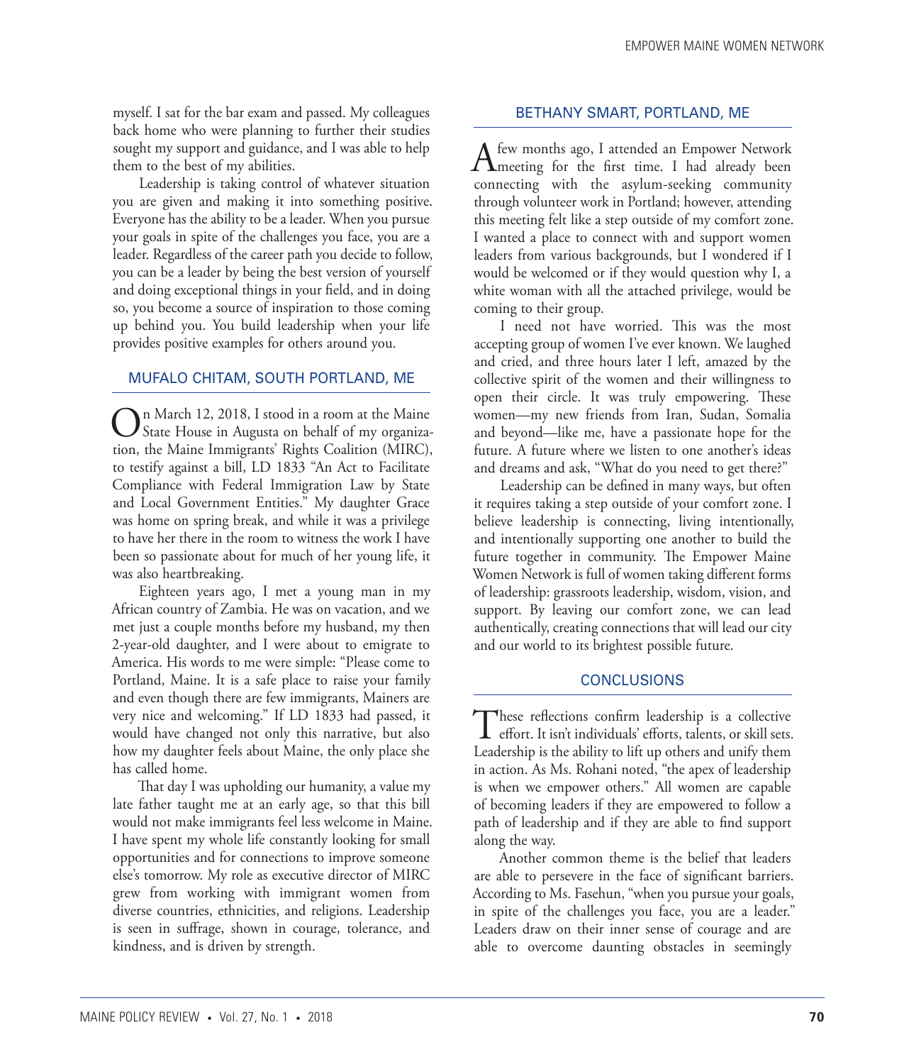myself. I sat for the bar exam and passed. My colleagues back home who were planning to further their studies sought my support and guidance, and I was able to help them to the best of my abilities.

Leadership is taking control of whatever situation you are given and making it into something positive. Everyone has the ability to be a leader. When you pursue your goals in spite of the challenges you face, you are a leader. Regardless of the career path you decide to follow, you can be a leader by being the best version of yourself and doing exceptional things in your field, and in doing so, you become a source of inspiration to those coming up behind you. You build leadership when your life provides positive examples for others around you.

## MUFALO CHITAM, SOUTH PORTLAND, ME

On March 12, 2018, I stood in a room at the Maine State House in Augusta on behalf of my organization, the Maine Immigrants' Rights Coalition (MIRC), to testify against a bill, LD 1833 "An Act to Facilitate Compliance with Federal Immigration Law by State and Local Government Entities." My daughter Grace was home on spring break, and while it was a privilege to have her there in the room to witness the work I have been so passionate about for much of her young life, it was also heartbreaking.

Eighteen years ago, I met a young man in my African country of Zambia. He was on vacation, and we met just a couple months before my husband, my then 2-year-old daughter, and I were about to emigrate to America. His words to me were simple: "Please come to Portland, Maine. It is a safe place to raise your family and even though there are few immigrants, Mainers are very nice and welcoming." If LD 1833 had passed, it would have changed not only this narrative, but also how my daughter feels about Maine, the only place she has called home.

That day I was upholding our humanity, a value my late father taught me at an early age, so that this bill would not make immigrants feel less welcome in Maine. I have spent my whole life constantly looking for small opportunities and for connections to improve someone else's tomorrow. My role as executive director of MIRC grew from working with immigrant women from diverse countries, ethnicities, and religions. Leadership is seen in suffrage, shown in courage, tolerance, and kindness, and is driven by strength.

## BETHANY SMART, PORTLAND, ME

A few months ago, I attended an Empower Network meeting for the first time. I had already been connecting with the asylum-seeking community through volunteer work in Portland; however, attending this meeting felt like a step outside of my comfort zone. I wanted a place to connect with and support women leaders from various backgrounds, but I wondered if I would be welcomed or if they would question why I, a white woman with all the attached privilege, would be coming to their group.

I need not have worried. This was the most accepting group of women I've ever known. We laughed and cried, and three hours later I left, amazed by the collective spirit of the women and their willingness to open their circle. It was truly empowering. These women—my new friends from Iran, Sudan, Somalia and beyond—like me, have a passionate hope for the future. A future where we listen to one another's ideas and dreams and ask, "What do you need to get there?"

Leadership can be defined in many ways, but often it requires taking a step outside of your comfort zone. I believe leadership is connecting, living intentionally, and intentionally supporting one another to build the future together in community. The Empower Maine Women Network is full of women taking different forms of leadership: grassroots leadership, wisdom, vision, and support. By leaving our comfort zone, we can lead authentically, creating connections that will lead our city and our world to its brightest possible future.

## CONCLUSIONS

These reflections confirm leadership is a collective effort. It isn't individuals' efforts, talents, or skill sets. Leadership is the ability to lift up others and unify them in action. As Ms. Rohani noted, "the apex of leadership is when we empower others." All women are capable of becoming leaders if they are empowered to follow a path of leadership and if they are able to find support along the way.

Another common theme is the belief that leaders are able to persevere in the face of significant barriers. According to Ms. Fasehun, "when you pursue your goals, in spite of the challenges you face, you are a leader." Leaders draw on their inner sense of courage and are able to overcome daunting obstacles in seemingly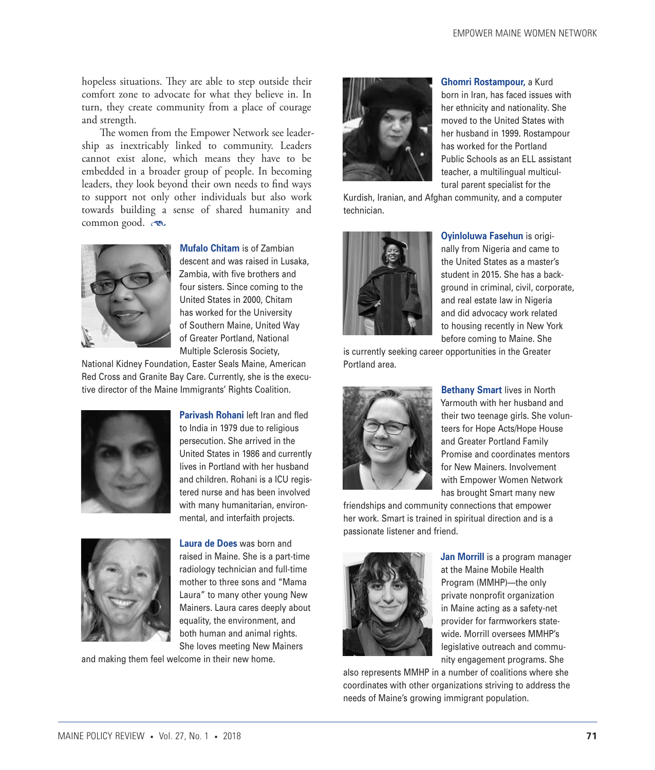hopeless situations. They are able to step outside their comfort zone to advocate for what they believe in. In turn, they create community from a place of courage and strength.

The women from the Empower Network see leadership as inextricably linked to community. Leaders cannot exist alone, which means they have to be embedded in a broader group of people. In becoming leaders, they look beyond their own needs to find ways to support not only other individuals but also work towards building a sense of shared humanity and common good.

**Mufalo Chitam** is of Zambian descent and was raised in Lusaka, Zambia, with five brothers and four sisters. Since coming to the United States in 2000, Chitam has worked for the University of Southern Maine, United Way of Greater Portland, National Multiple Sclerosis Society, National Kidney Foundation, Easter Seals Maine, American Red Cross and Granite Bay Care. Currently, she is the executive director of the Maine Immigrants' Rights Coalition.

**Parivash Rohani** left Iran and fled to India in 1979 due to religious persecution. She arrived in the United States in 1986 and currently lives in Portland with her husband and children. Rohani is a ICU registered nurse and has been involved with many humanitarian, environmental, and interfaith projects.

**Laura de Does** was born and raised in Maine. She is a part-time radiology technician and full-time mother to three sons and "Mama Laura" to many other young New Mainers. Laura cares deeply about equality, the environment, and both human and animal rights. She loves meeting New Mainers and making them feel welcome in their new home.

**Ghomri Rostampour,** a Kurd born in Iran, has faced issues with her ethnicity and nationality. She moved to the United States with her husband in 1999. Rostampour has worked for the Portland Public Schools as an ELL assistant teacher, a multilingual multicultural parent specialist for the Kurdish, Iranian, and Afghan community, and a computer technician.

**Oyinloluwa Fasehun** is originally from Nigeria and came to the United States as a master's student in 2015. She has a background in criminal, civil, corporate, and real estate law in Nigeria and did advocacy work related to housing recently in New York before coming to Maine. She is currently seeking career opportunities in the Greater Portland area.

**Bethany Smart** lives in North Yarmouth with her husband and their two teenage girls. She volunteers for Hope Acts/Hope House and Greater Portland Family Promise and coordinates mentors for New Mainers. Involvement with Empower Women Network has brought Smart many new friendships and community connections that empower her work. Smart is trained in spiritual direction and is a passionate listener and friend.

**Jan Morrill** is a program manager at the Maine Mobile Health Program (MMHP)—the only private nonprofit organization in Maine acting as a safety-net provider for farmworkers statewide. Morrill oversees MMHP's legislative outreach and community engagement programs. She also represents MMHP in a number of coalitions where she coordinates with other organizations striving to address the needs of Maine's growing immigrant population.